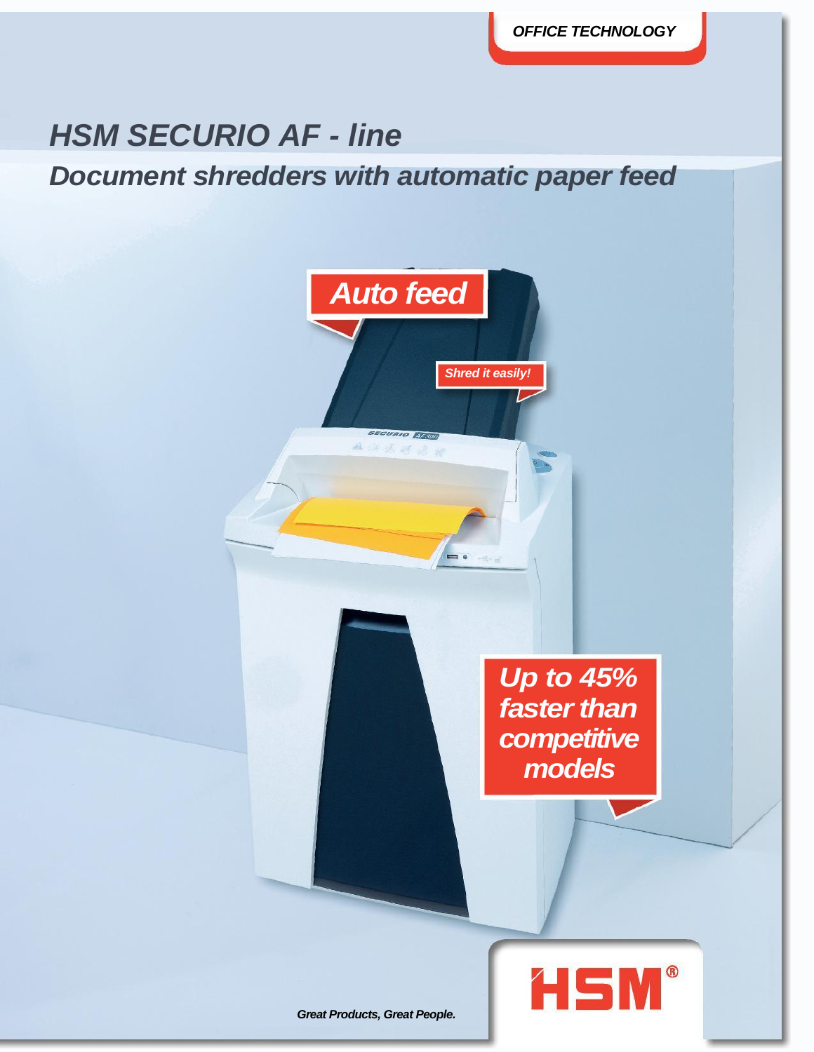OFFICE TECHNOLOGY

# *HSM SECURIO AF - line*

## *Document shredders with automatic paper feed*

***Auto feed***

*Shred it easily!*

***Up to 45% faster than competitive models***

HSM®

***Great Products, Great People.***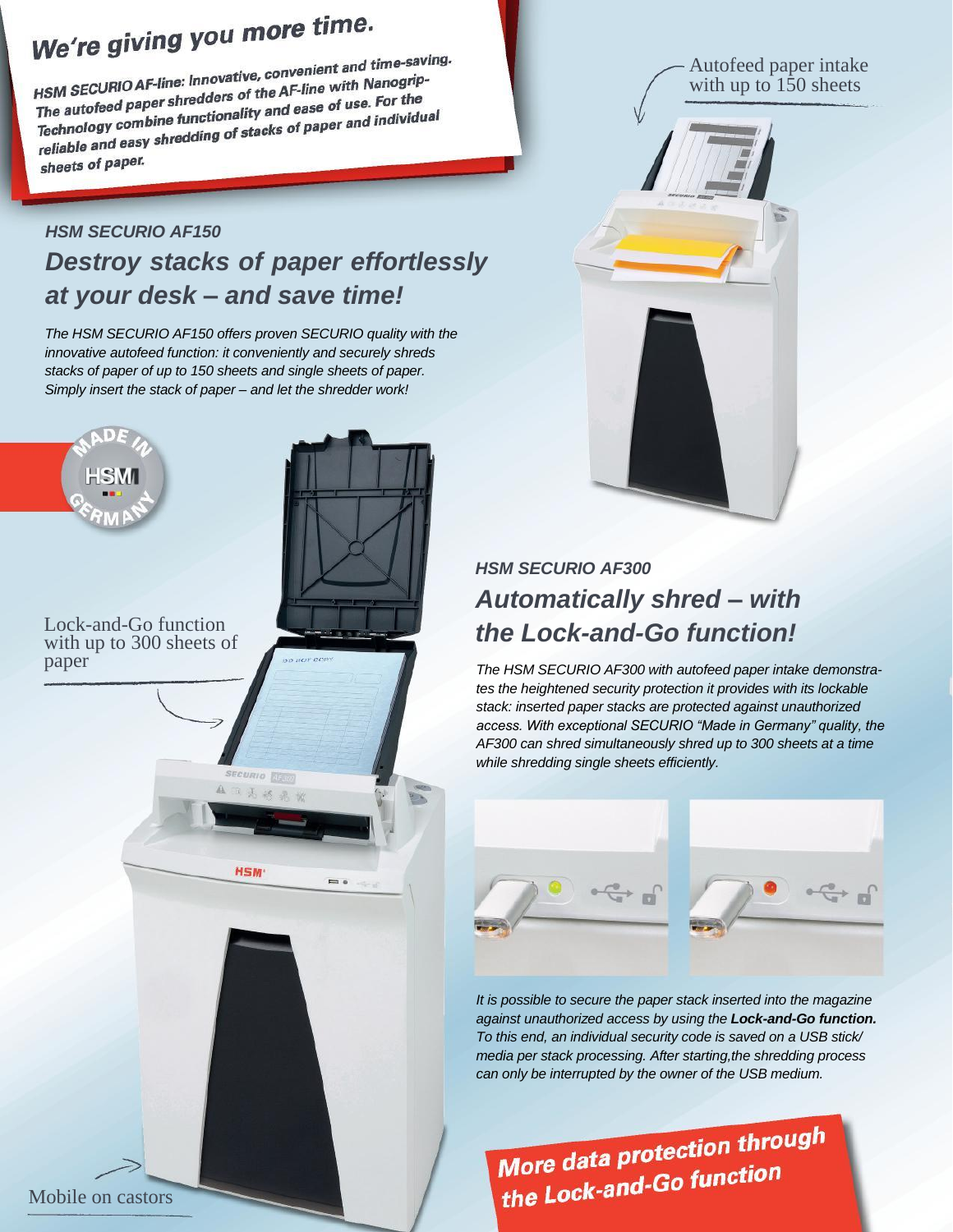## We're giving you more time.

***HSM SECURIO AF-line: Innovative, convenient and time-saving. The autofeed paper shredders of the AF-line with Nanogrip-Technology combine functionality and ease of use. For the reliable and easy shredding of stacks of paper and individual sheets of paper.***

Autofeed paper intake with up to 150 sheets

### *HSM SECURIO AF150*

## *Destroy stacks of paper effortlessly at your desk – and save time!*

*The HSM SECURIO AF150 offers proven SECURIO quality with the innovative autofeed function: it conveniently and securely shreds stacks of paper of up to 150 sheets and single sheets of paper. Simply insert the stack of paper – and let the shredder work!*

MADE IN GERMANY HSM

Lock-and-Go function with up to 300 sheets of paper

### *HSM SECURIO AF300*

## *Automatically shred – with the Lock-and-Go function!*

*The HSM SECURIO AF300 with autofeed paper intake demonstrates the heightened security protection it provides with its lockable stack: inserted paper stacks are protected against unauthorized access. With exceptional SECURIO "Made in Germany" quality, the AF300 can shred simultaneously shred up to 300 sheets at a time while shredding single sheets efficiently.*

*It is possible to secure the paper stack inserted into the magazine against unauthorized access by using the **Lock-and-Go function.** To this end, an individual security code is saved on a USB stick/ media per stack processing. After starting,the shredding process can only be interrupted by the owner of the USB medium.*

***More data protection through the Lock-and-Go function***

Mobile on castors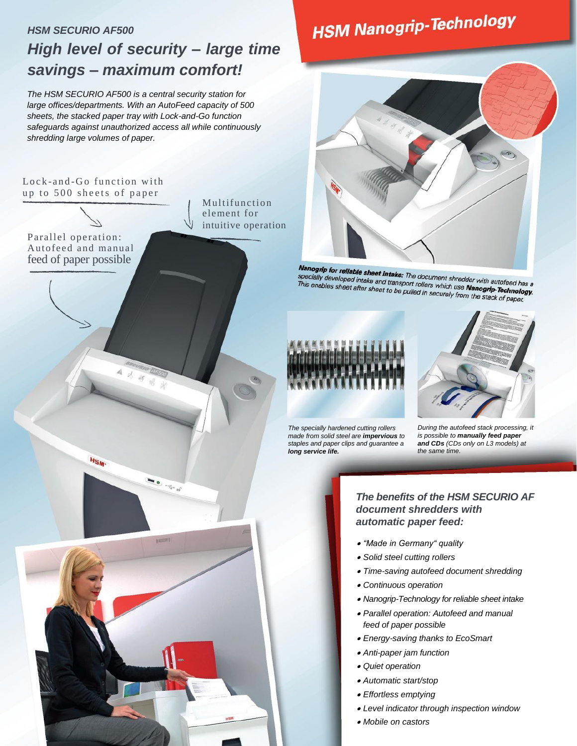### *HSM SECURIO AF500*

## *High level of security – large time savings – maximum comfort!*

*The HSM SECURIO AF500 is a central security station for large offices/departments. With an AutoFeed capacity of 500 sheets, the stacked paper tray with Lock-and-Go function safeguards against unauthorized access all while continuously shredding large volumes of paper.*

Lock-and-Go function with up to 500 sheets of paper

Multifunction element for intuitive operation

Parallel operation: Autofeed and manual feed of paper possible

## HSM Nanogrip-Technology

***Nanogrip for reliable sheet intake:*** *The document shredder with autofeed has a specially developed intake and transport rollers which use **Nanogrip-Technology**. This enables sheet after sheet to be pulled in securely from the stack of paper.*

*The specially hardened cutting rollers made from solid steel are **impervious** to staples and paper clips and guarantee a **long service life.***

*During the autofeed stack processing, it is possible to **manually feed paper and CDs** (CDs only on L3 models) at the same time.*

### *The benefits of the HSM SECURIO AF document shredders with automatic paper feed:*

- *"Made in Germany" quality*
- *Solid steel cutting rollers*
- *Time-saving autofeed document shredding*
- *Continuous operation*
- *Nanogrip-Technology for reliable sheet intake*
- *Parallel operation: Autofeed and manual feed of paper possible*
- *Energy-saving thanks to EcoSmart*
- *Anti-paper jam function*
- *Quiet operation*
- *Automatic start/stop*
- *Effortless emptying*
- *Level indicator through inspection window*
- *Mobile on castors*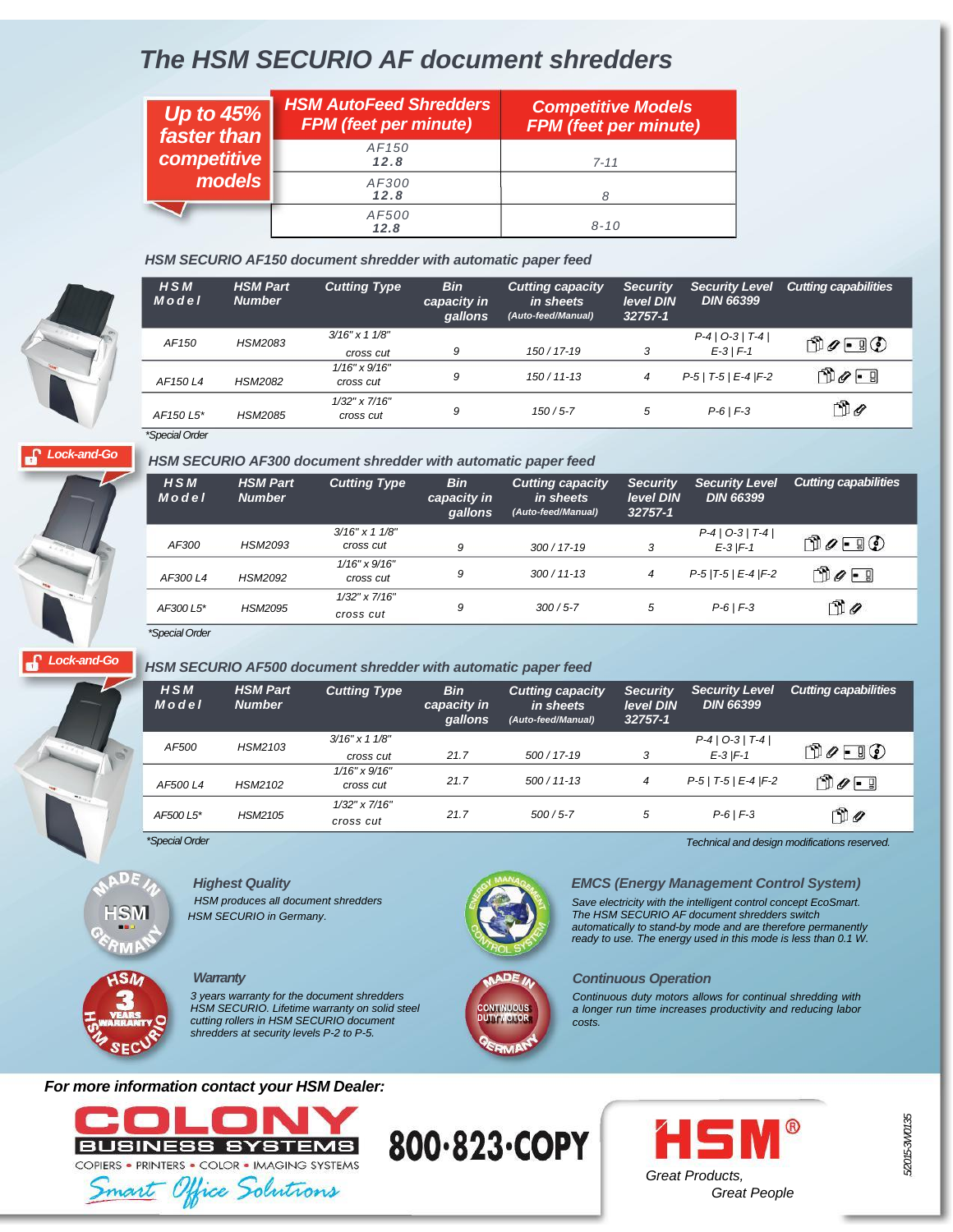# The HSM SECURIO AF document shredders

**Up to 45% faster than competitive models**

| HSM AutoFeed Shredders FPM (feet per minute) | Competitive Models FPM (feet per minute) |
|---|---|
| AF150 **12.8** | 7-11 |
| AF300 **12.8** | 8 |
| AF500 **12.8** | 8-10 |

### HSM SECURIO AF150 document shredder with automatic paper feed

| HSM Model | HSM Part Number | Cutting Type | Bin capacity in gallons | Cutting capacity in sheets (Auto-feed/Manual) | Security level DIN 32757-1 | Security Level DIN 66399 | Cutting capabilities |
|---|---|---|---|---|---|---|---|
| AF150 | HSM2083 | 3/16" x 1 1/8" cross cut | 9 | 150 / 17-19 | 3 | P-4 \| O-3 \| T-4 \| E-3 \| F-1 | |
| AF150 L4 | HSM2082 | 1/16" x 9/16" cross cut | 9 | 150 / 11-13 | 4 | P-5 \| T-5 \| E-4 \|F-2 | |
| AF150 L5* | HSM2085 | 1/32" x 7/16" cross cut | 9 | 150 / 5-7 | 5 | P-6 \| F-3 | |

*Special Order

Lock-and-Go

### HSM SECURIO AF300 document shredder with automatic paper feed

| HSM Model | HSM Part Number | Cutting Type | Bin capacity in gallons | Cutting capacity in sheets (Auto-feed/Manual) | Security level DIN 32757-1 | Security Level DIN 66399 | Cutting capabilities |
|---|---|---|---|---|---|---|---|
| AF300 | HSM2093 | 3/16" x 1 1/8" cross cut | 9 | 300 / 17-19 | 3 | P-4 \| O-3 \| T-4 \| E-3 \|F-1 | |
| AF300 L4 | HSM2092 | 1/16" x 9/16" cross cut | 9 | 300 / 11-13 | 4 | P-5 \|T-5 \| E-4 \|F-2 | |
| AF300 L5* | HSM2095 | 1/32" x 7/16" cross cut | 9 | 300 / 5-7 | 5 | P-6 \| F-3 | |

*Special Order

Lock-and-Go

### HSM SECURIO AF500 document shredder with automatic paper feed

| HSM Model | HSM Part Number | Cutting Type | Bin capacity in gallons | Cutting capacity in sheets (Auto-feed/Manual) | Security level DIN 32757-1 | Security Level DIN 66399 | Cutting capabilities |
|---|---|---|---|---|---|---|---|
| AF500 | HSM2103 | 3/16" x 1 1/8" cross cut | 21.7 | 500 / 17-19 | 3 | P-4 \| O-3 \| T-4 \| E-3 \|F-1 | |
| AF500 L4 | HSM2102 | 1/16" x 9/16" cross cut | 21.7 | 500 / 11-13 | 4 | P-5 \| T-5 \| E-4 \|F-2 | |
| AF500 L5* | HSM2105 | 1/32" x 7/16" cross cut | 21.7 | 500 / 5-7 | 5 | P-6 \| F-3 | |

*Special Order

Technical and design modifications reserved.

**Highest Quality**

HSM produces all document shredders HSM SECURIO in Germany.

**Warranty**

3 years warranty for the document shredders HSM SECURIO. Lifetime warranty on solid steel cutting rollers in HSM SECURIO document shredders at security levels P-2 to P-5.

**EMCS (Energy Management Control System)**

Save electricity with the intelligent control concept EcoSmart. The HSM SECURIO AF document shredders switch automatically to stand-by mode and are therefore permanently ready to use. The energy used in this mode is less than 0.1 W.

**Continuous Operation**

Continuous duty motors allows for continual shredding with a longer run time increases productivity and reducing labor costs.

**For more information contact your HSM Dealer:**

COLONY BUSINESS SYSTEMS

COPIERS • PRINTERS • COLOR • IMAGING SYSTEMS

Smart Office Solutions

800·823·COPY

HSM®

Great Products, Great People

52015-3M0135